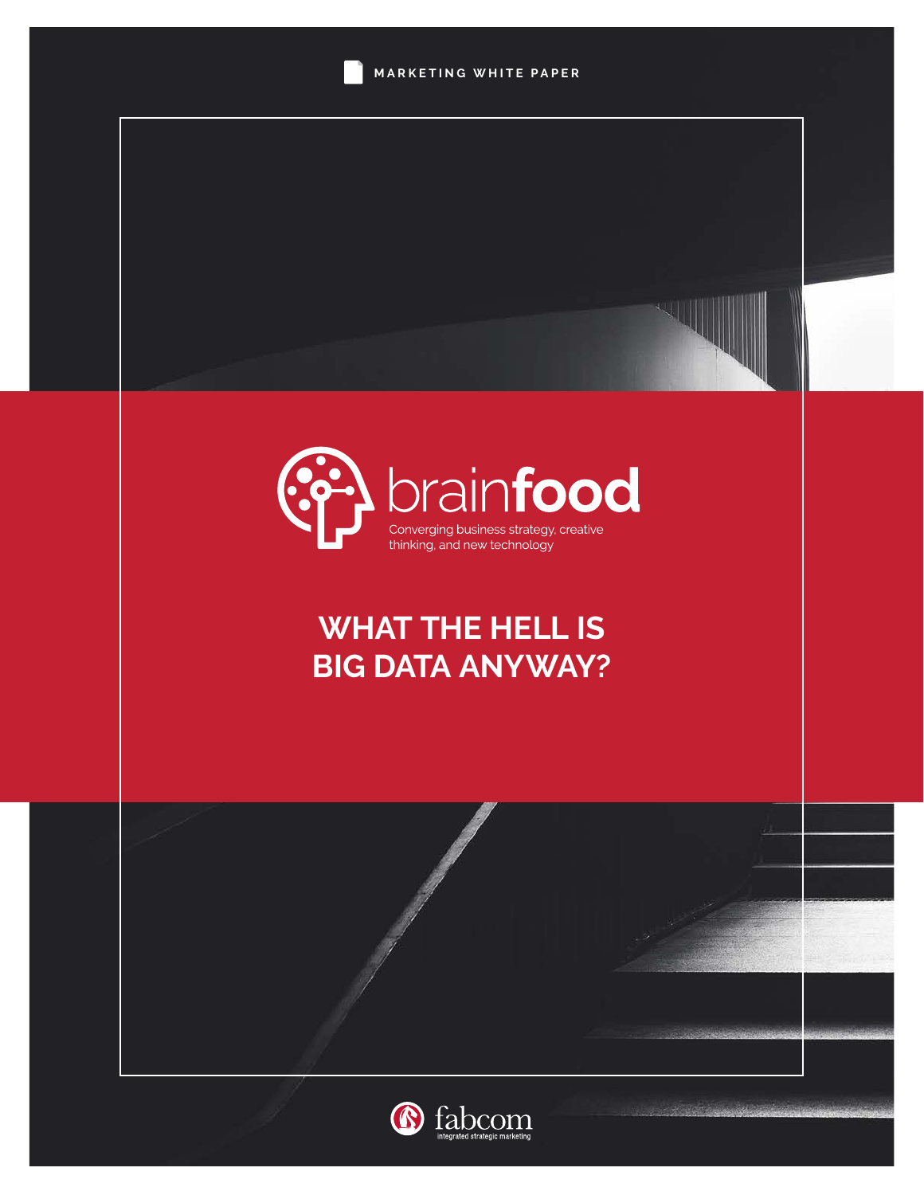MARKETING WHITE PAPER

brainfood

Converging business strategy, creative thinking, and new technology

# WHAT THE HELL IS BIG DATA ANYWAY?

fabcom

integrated strategic marketing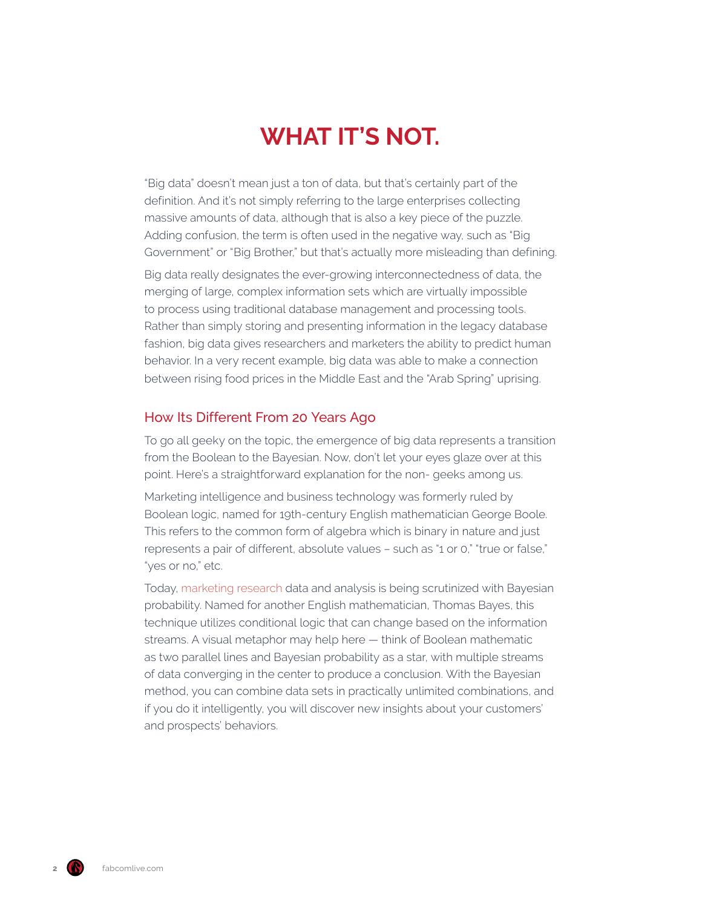# WHAT IT'S NOT.

"Big data" doesn't mean just a ton of data, but that's certainly part of the definition. And it's not simply referring to the large enterprises collecting massive amounts of data, although that is also a key piece of the puzzle. Adding confusion, the term is often used in the negative way, such as "Big Government" or "Big Brother," but that's actually more misleading than defining.

Big data really designates the ever-growing interconnectedness of data, the merging of large, complex information sets which are virtually impossible to process using traditional database management and processing tools. Rather than simply storing and presenting information in the legacy database fashion, big data gives researchers and marketers the ability to predict human behavior. In a very recent example, big data was able to make a connection between rising food prices in the Middle East and the "Arab Spring" uprising.

## How Its Different From 20 Years Ago

To go all geeky on the topic, the emergence of big data represents a transition from the Boolean to the Bayesian. Now, don't let your eyes glaze over at this point. Here's a straightforward explanation for the non- geeks among us.

Marketing intelligence and business technology was formerly ruled by Boolean logic, named for 19th-century English mathematician George Boole. This refers to the common form of algebra which is binary in nature and just represents a pair of different, absolute values – such as "1 or 0," "true or false," "yes or no," etc.

Today, marketing research data and analysis is being scrutinized with Bayesian probability. Named for another English mathematician, Thomas Bayes, this technique utilizes conditional logic that can change based on the information streams. A visual metaphor may help here — think of Boolean mathematic as two parallel lines and Bayesian probability as a star, with multiple streams of data converging in the center to produce a conclusion. With the Bayesian method, you can combine data sets in practically unlimited combinations, and if you do it intelligently, you will discover new insights about your customers' and prospects' behaviors.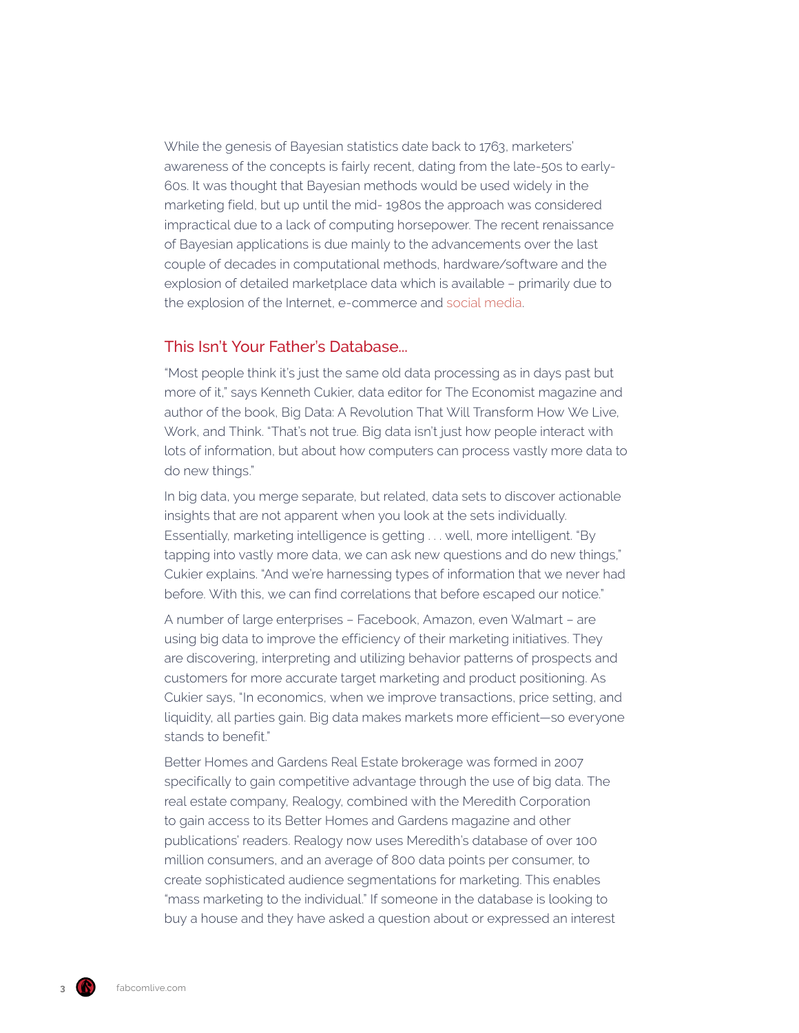While the genesis of Bayesian statistics date back to 1763, marketers' awareness of the concepts is fairly recent, dating from the late-50s to early-60s. It was thought that Bayesian methods would be used widely in the marketing field, but up until the mid- 1980s the approach was considered impractical due to a lack of computing horsepower. The recent renaissance of Bayesian applications is due mainly to the advancements over the last couple of decades in computational methods, hardware/software and the explosion of detailed marketplace data which is available – primarily due to the explosion of the Internet, e-commerce and social media.

## This Isn't Your Father's Database...

"Most people think it's just the same old data processing as in days past but more of it," says Kenneth Cukier, data editor for The Economist magazine and author of the book, Big Data: A Revolution That Will Transform How We Live, Work, and Think. "That's not true. Big data isn't just how people interact with lots of information, but about how computers can process vastly more data to do new things."

In big data, you merge separate, but related, data sets to discover actionable insights that are not apparent when you look at the sets individually. Essentially, marketing intelligence is getting . . . well, more intelligent. "By tapping into vastly more data, we can ask new questions and do new things," Cukier explains. "And we're harnessing types of information that we never had before. With this, we can find correlations that before escaped our notice."

A number of large enterprises – Facebook, Amazon, even Walmart – are using big data to improve the efficiency of their marketing initiatives. They are discovering, interpreting and utilizing behavior patterns of prospects and customers for more accurate target marketing and product positioning. As Cukier says, "In economics, when we improve transactions, price setting, and liquidity, all parties gain. Big data makes markets more efficient—so everyone stands to benefit."

Better Homes and Gardens Real Estate brokerage was formed in 2007 specifically to gain competitive advantage through the use of big data. The real estate company, Realogy, combined with the Meredith Corporation to gain access to its Better Homes and Gardens magazine and other publications' readers. Realogy now uses Meredith's database of over 100 million consumers, and an average of 800 data points per consumer, to create sophisticated audience segmentations for marketing. This enables "mass marketing to the individual." If someone in the database is looking to buy a house and they have asked a question about or expressed an interest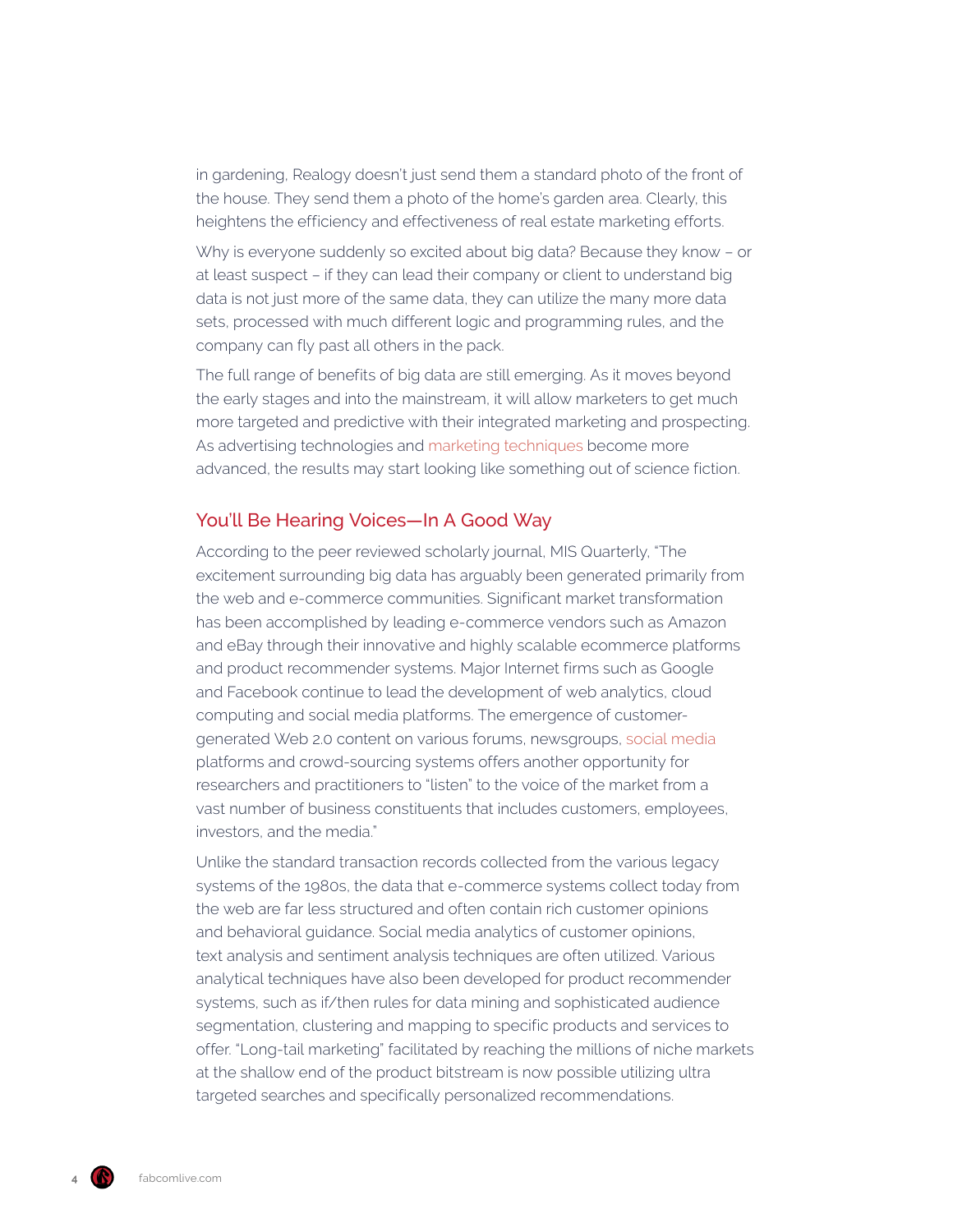in gardening, Realogy doesn't just send them a standard photo of the front of the house. They send them a photo of the home's garden area. Clearly, this heightens the efficiency and effectiveness of real estate marketing efforts.

Why is everyone suddenly so excited about big data? Because they know – or at least suspect – if they can lead their company or client to understand big data is not just more of the same data, they can utilize the many more data sets, processed with much different logic and programming rules, and the company can fly past all others in the pack.

The full range of benefits of big data are still emerging. As it moves beyond the early stages and into the mainstream, it will allow marketers to get much more targeted and predictive with their integrated marketing and prospecting. As advertising technologies and marketing techniques become more advanced, the results may start looking like something out of science fiction.

## You'll Be Hearing Voices—In A Good Way

According to the peer reviewed scholarly journal, MIS Quarterly, "The excitement surrounding big data has arguably been generated primarily from the web and e-commerce communities. Significant market transformation has been accomplished by leading e-commerce vendors such as Amazon and eBay through their innovative and highly scalable ecommerce platforms and product recommender systems. Major Internet firms such as Google and Facebook continue to lead the development of web analytics, cloud computing and social media platforms. The emergence of customer-generated Web 2.0 content on various forums, newsgroups, social media platforms and crowd-sourcing systems offers another opportunity for researchers and practitioners to "listen" to the voice of the market from a vast number of business constituents that includes customers, employees, investors, and the media."

Unlike the standard transaction records collected from the various legacy systems of the 1980s, the data that e-commerce systems collect today from the web are far less structured and often contain rich customer opinions and behavioral guidance. Social media analytics of customer opinions, text analysis and sentiment analysis techniques are often utilized. Various analytical techniques have also been developed for product recommender systems, such as if/then rules for data mining and sophisticated audience segmentation, clustering and mapping to specific products and services to offer. "Long-tail marketing" facilitated by reaching the millions of niche markets at the shallow end of the product bitstream is now possible utilizing ultra targeted searches and specifically personalized recommendations.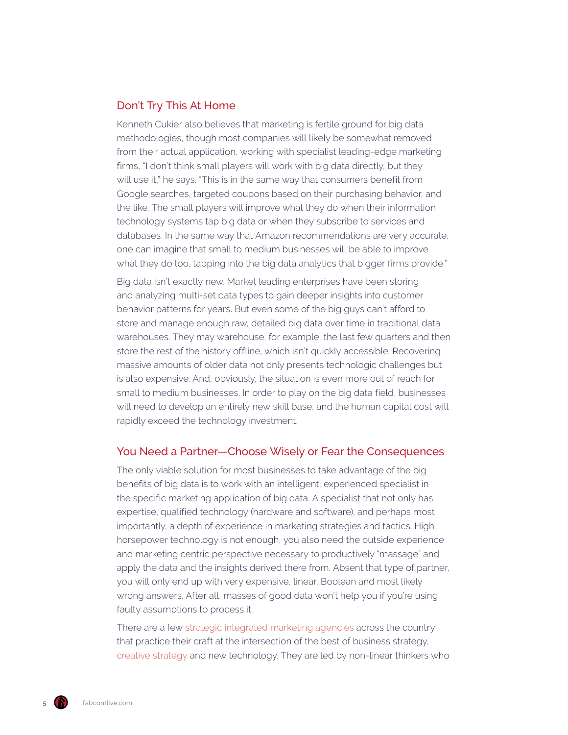## Don't Try This At Home

Kenneth Cukier also believes that marketing is fertile ground for big data methodologies, though most companies will likely be somewhat removed from their actual application, working with specialist leading-edge marketing firms, "I don't think small players will work with big data directly, but they will use it," he says. "This is in the same way that consumers benefit from Google searches, targeted coupons based on their purchasing behavior, and the like. The small players will improve what they do when their information technology systems tap big data or when they subscribe to services and databases. In the same way that Amazon recommendations are very accurate, one can imagine that small to medium businesses will be able to improve what they do too, tapping into the big data analytics that bigger firms provide."

Big data isn't exactly new. Market leading enterprises have been storing and analyzing multi-set data types to gain deeper insights into customer behavior patterns for years. But even some of the big guys can't afford to store and manage enough raw, detailed big data over time in traditional data warehouses. They may warehouse, for example, the last few quarters and then store the rest of the history offline, which isn't quickly accessible. Recovering massive amounts of older data not only presents technologic challenges but is also expensive. And, obviously, the situation is even more out of reach for small to medium businesses. In order to play on the big data field, businesses will need to develop an entirely new skill base, and the human capital cost will rapidly exceed the technology investment.

## You Need a Partner—Choose Wisely or Fear the Consequences

The only viable solution for most businesses to take advantage of the big benefits of big data is to work with an intelligent, experienced specialist in the specific marketing application of big data. A specialist that not only has expertise, qualified technology (hardware and software), and perhaps most importantly, a depth of experience in marketing strategies and tactics. High horsepower technology is not enough, you also need the outside experience and marketing centric perspective necessary to productively "massage" and apply the data and the insights derived there from. Absent that type of partner, you will only end up with very expensive, linear, Boolean and most likely wrong answers. After all, masses of good data won't help you if you're using faulty assumptions to process it.

There are a few strategic integrated marketing agencies across the country that practice their craft at the intersection of the best of business strategy, creative strategy and new technology. They are led by non-linear thinkers who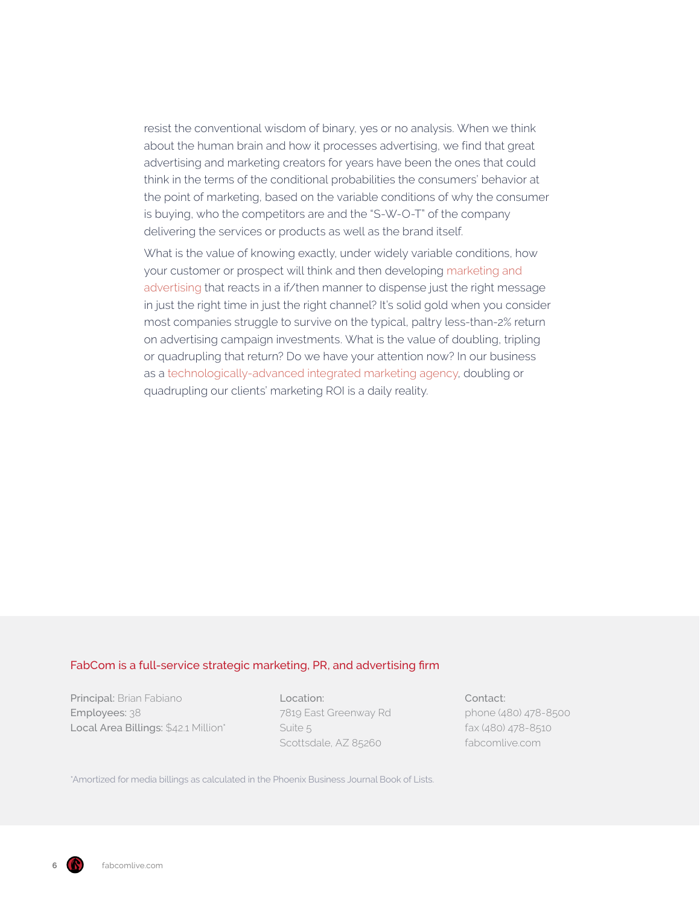resist the conventional wisdom of binary, yes or no analysis. When we think about the human brain and how it processes advertising, we find that great advertising and marketing creators for years have been the ones that could think in the terms of the conditional probabilities the consumers' behavior at the point of marketing, based on the variable conditions of why the consumer is buying, who the competitors are and the "S-W-O-T" of the company delivering the services or products as well as the brand itself.

What is the value of knowing exactly, under widely variable conditions, how your customer or prospect will think and then developing marketing and advertising that reacts in a if/then manner to dispense just the right message in just the right time in just the right channel? It's solid gold when you consider most companies struggle to survive on the typical, paltry less-than-2% return on advertising campaign investments. What is the value of doubling, tripling or quadrupling that return? Do we have your attention now? In our business as a technologically-advanced integrated marketing agency, doubling or quadrupling our clients' marketing ROI is a daily reality.

FabCom is a full-service strategic marketing, PR, and advertising firm

**Principal:** Brian Fabiano
**Employees:** 38
**Local Area Billings:** $42.1 Million*

**Location:**
7819 East Greenway Rd
Suite 5
Scottsdale, AZ 85260

**Contact:**
phone (480) 478-8500
fax (480) 478-8510
fabcomlive.com

*Amortized for media billings as calculated in the Phoenix Business Journal Book of Lists.